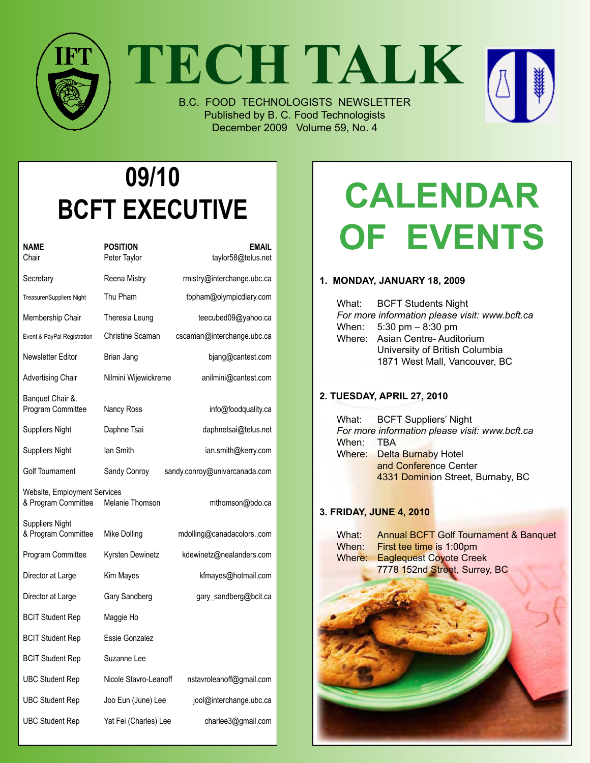# TECH TALK

B.C. FOOD TECHNOLOGISTS NEWSLETTER
Published by B. C. Food Technologists
December 2009 Volume 59, No. 4

## 09/10 BCFT EXECUTIVE

| NAME | POSITION | EMAIL |
|---|---|---|
| Chair | Peter Taylor | taylor58@telus.net |
| Secretary | Reena Mistry | rmistry@interchange.ubc.ca |
| Treasurer/Suppliers Night | Thu Pham | tbpham@olympicdiary.com |
| Membership Chair | Theresia Leung | teecubed09@yahoo.ca |
| Event & PayPal Registration | Christine Scaman | cscaman@interchange.ubc.ca |
| Newsletter Editor | Brian Jang | bjang@cantest.com |
| Advertising Chair | Nilmini Wijewickreme | anilmini@cantest.com |
| Banquet Chair &. Program Committee | Nancy Ross | info@foodquality.ca |
| Suppliers Night | Daphne Tsai | daphnetsai@telus.net |
| Suppliers Night | Ian Smith | ian.smith@kerry.com |
| Golf Tournament | Sandy Conroy | sandy.conroy@univarcanada.com |
| Website, Employment Services & Program Committee | Melanie Thomson | mthomson@bdo.ca |
| Suppliers Night & Program Committee | Mike Dolling | mdolling@canadacolors..com |
| Program Committee | Kyrsten Dewinetz | kdewinetz@nealanders.com |
| Director at Large | Kim Mayes | kfmayes@hotmail.com |
| Director at Large | Gary Sandberg | gary_sandberg@bcit.ca |
| BCIT Student Rep | Maggie Ho | |
| BCIT Student Rep | Essie Gonzalez | |
| BCIT Student Rep | Suzanne Lee | |
| UBC Student Rep | Nicole Stavro-Leanoff | nstavroleanoff@gmail.com |
| UBC Student Rep | Joo Eun (June) Lee | jool@interchange.ubc.ca |
| UBC Student Rep | Yat Fei (Charles) Lee | charlee3@gmail.com |

## CALENDAR OF EVENTS

### 1. MONDAY, JANUARY 18, 2009

What: BCFT Students Night
*For more information please visit: www.bcft.ca*
When: 5:30 pm – 8:30 pm
Where: Asian Centre- Auditorium
University of British Columbia
1871 West Mall, Vancouver, BC

### 2. TUESDAY, APRIL 27, 2010

What: BCFT Suppliers' Night
*For more information please visit: www.bcft.ca*
When: TBA
Where: Delta Burnaby Hotel
and Conference Center
4331 Dominion Street, Burnaby, BC

### 3. FRIDAY, JUNE 4, 2010

What: Annual BCFT Golf Tournament & Banquet
When: First tee time is 1:00pm
Where: Eaglequest Coyote Creek
7778 152nd Street, Surrey, BC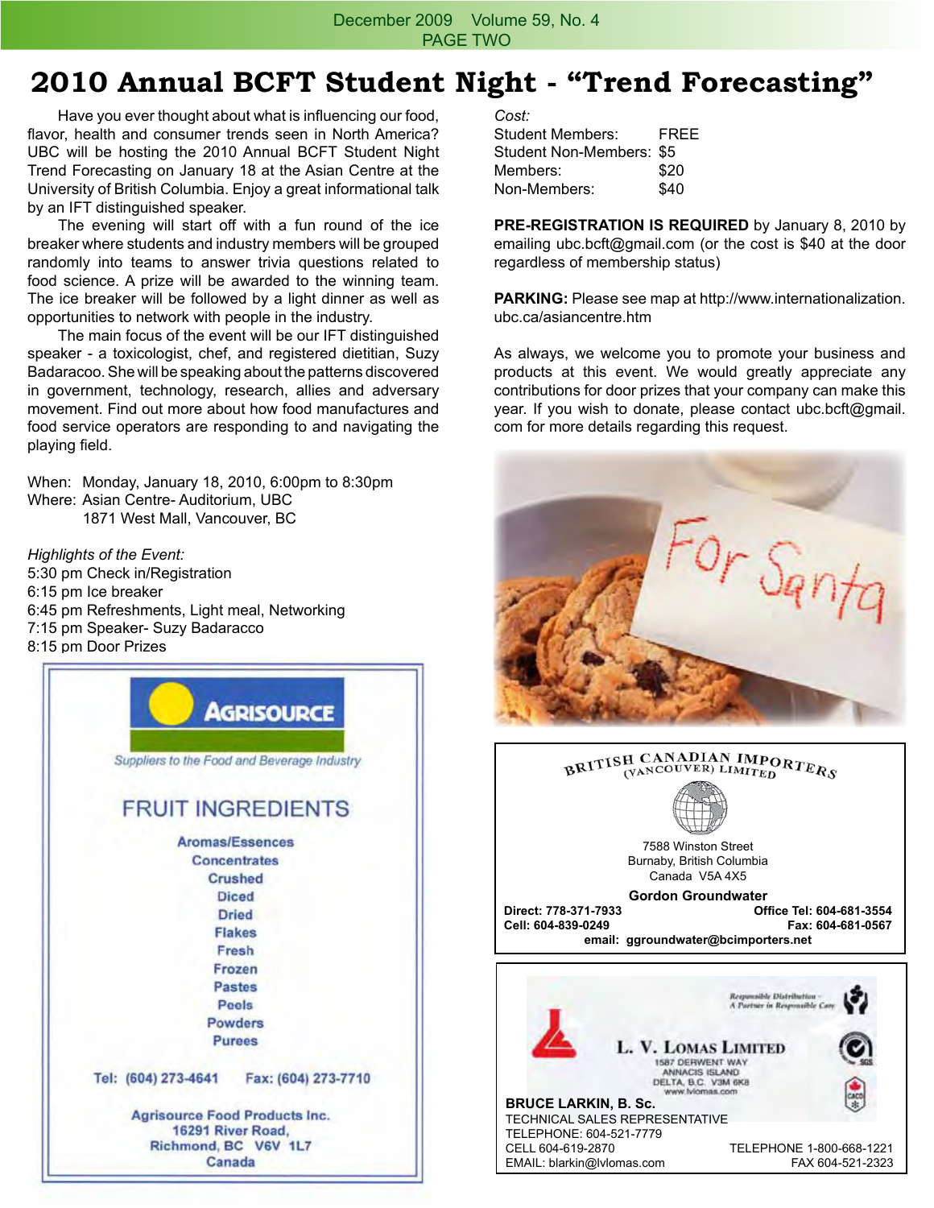# 2010 Annual BCFT Student Night - "Trend Forecasting"

Have you ever thought about what is influencing our food, flavor, health and consumer trends seen in North America? UBC will be hosting the 2010 Annual BCFT Student Night Trend Forecasting on January 18 at the Asian Centre at the University of British Columbia. Enjoy a great informational talk by an IFT distinguished speaker.

The evening will start off with a fun round of the ice breaker where students and industry members will be grouped randomly into teams to answer trivia questions related to food science. A prize will be awarded to the winning team. The ice breaker will be followed by a light dinner as well as opportunities to network with people in the industry.

The main focus of the event will be our IFT distinguished speaker - a toxicologist, chef, and registered dietitian, Suzy Badaracoo. She will be speaking about the patterns discovered in government, technology, research, allies and adversary movement. Find out more about how food manufactures and food service operators are responding to and navigating the playing field.

When: Monday, January 18, 2010, 6:00pm to 8:30pm
Where: Asian Centre- Auditorium, UBC
1871 West Mall, Vancouver, BC

*Highlights of the Event:*
5:30 pm Check in/Registration
6:15 pm Ice breaker
6:45 pm Refreshments, Light meal, Networking
7:15 pm Speaker- Suzy Badaracco
8:15 pm Door Prizes

*Cost:*

| | |
|---|---|
| Student Members: | FREE |
| Student Non-Members: | $5 |
| Members: | $20 |
| Non-Members: | $40 |

**PRE-REGISTRATION IS REQUIRED** by January 8, 2010 by emailing ubc.bcft@gmail.com (or the cost is $40 at the door regardless of membership status)

**PARKING:** Please see map at http://www.internationalization.ubc.ca/asiancentre.htm

As always, we welcome you to promote your business and products at this event. We would greatly appreciate any contributions for door prizes that your company can make this year. If you wish to donate, please contact ubc.bcft@gmail.com for more details regarding this request.

---

**AGRISOURCE**
*Suppliers to the Food and Beverage Industry*

**FRUIT INGREDIENTS**

Aromas/Essences
Concentrates
Crushed
Diced
Dried
Flakes
Fresh
Frozen
Pastes
Peels
Powders
Purees

Tel: (604) 273-4641 Fax: (604) 273-7710

Agrisource Food Products Inc.
16291 River Road,
Richmond, BC V6V 1L7
Canada

---

**BRITISH CANADIAN IMPORTERS (VANCOUVER) LIMITED**

7588 Winston Street
Burnaby, British Columbia
Canada V5A 4X5

**Gordon Groundwater**
**Direct: 778-371-7933** **Office Tel: 604-681-3554**
**Cell: 604-839-0249** **Fax: 604-681-0567**
**email: ggroundwater@bcimporters.net**

---

*Responsible Distribution - A Partner in Responsible Care*

**L. V. LOMAS LIMITED**
1587 DERWENT WAY
ANNACIS ISLAND
DELTA, B.C. V3M 6K8
www.lvlomas.com

**BRUCE LARKIN, B. Sc.**
TECHNICAL SALES REPRESENTATIVE
TELEPHONE: 604-521-7779
CELL 604-619-2870 TELEPHONE 1-800-668-1221
EMAIL: blarkin@lvlomas.com FAX 604-521-2323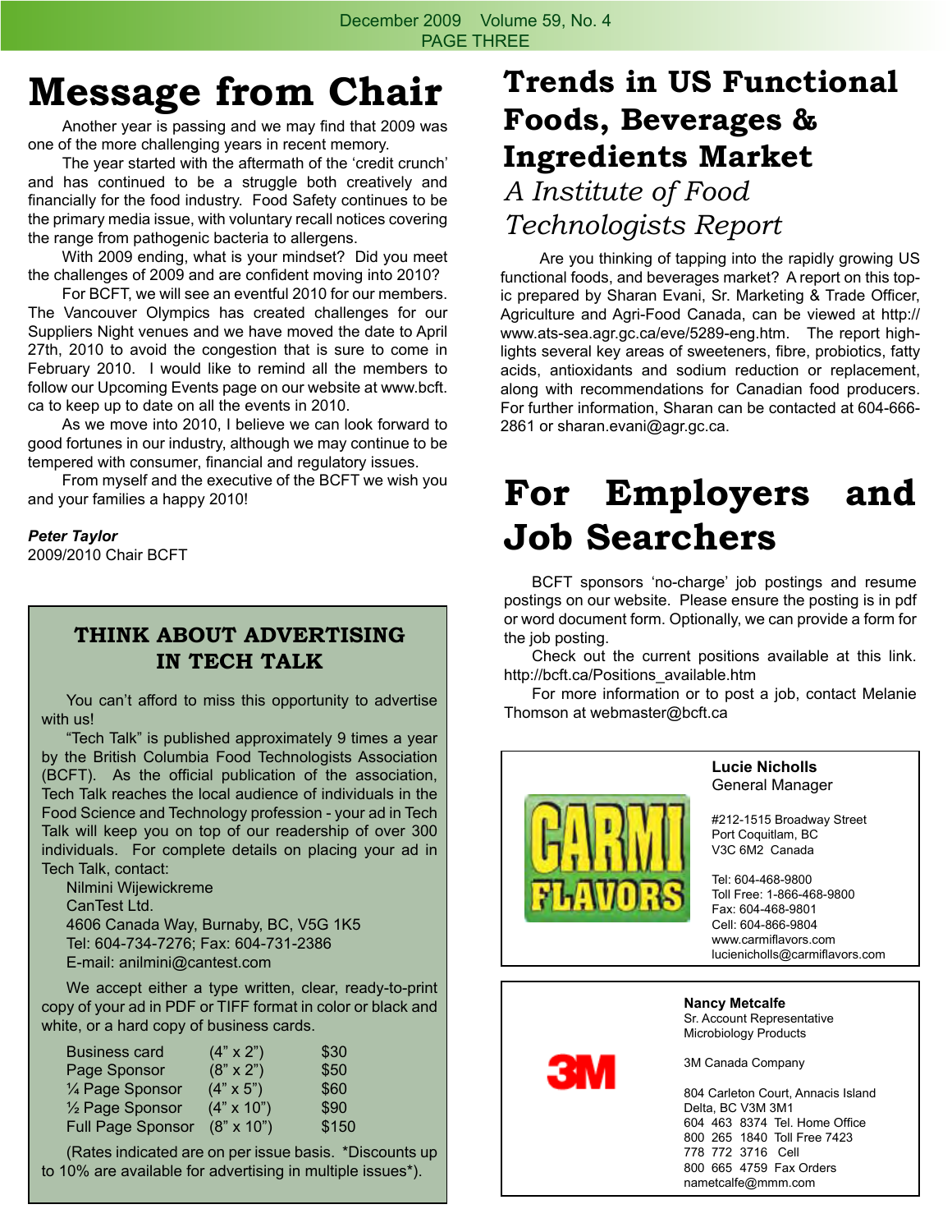# Message from Chair

Another year is passing and we may find that 2009 was one of the more challenging years in recent memory.

The year started with the aftermath of the 'credit crunch' and has continued to be a struggle both creatively and financially for the food industry. Food Safety continues to be the primary media issue, with voluntary recall notices covering the range from pathogenic bacteria to allergens.

With 2009 ending, what is your mindset? Did you meet the challenges of 2009 and are confident moving into 2010?

For BCFT, we will see an eventful 2010 for our members. The Vancouver Olympics has created challenges for our Suppliers Night venues and we have moved the date to April 27th, 2010 to avoid the congestion that is sure to come in February 2010. I would like to remind all the members to follow our Upcoming Events page on our website at www.bcft.ca to keep up to date on all the events in 2010.

As we move into 2010, I believe we can look forward to good fortunes in our industry, although we may continue to be tempered with consumer, financial and regulatory issues.

From myself and the executive of the BCFT we wish you and your families a happy 2010!

***Peter Taylor***
2009/2010 Chair BCFT

## THINK ABOUT ADVERTISING IN TECH TALK

You can't afford to miss this opportunity to advertise with us!

"Tech Talk" is published approximately 9 times a year by the British Columbia Food Technologists Association (BCFT). As the official publication of the association, Tech Talk reaches the local audience of individuals in the Food Science and Technology profession - your ad in Tech Talk will keep you on top of our readership of over 300 individuals. For complete details on placing your ad in Tech Talk, contact:

Nilmini Wijewickreme
CanTest Ltd.
4606 Canada Way, Burnaby, BC, V5G 1K5
Tel: 604-734-7276; Fax: 604-731-2386
E-mail: anilmini@cantest.com

We accept either a type written, clear, ready-to-print copy of your ad in PDF or TIFF format in color or black and white, or a hard copy of business cards.

| | | |
|---|---|---|
| Business card | (4" x 2") | $30 |
| Page Sponsor | (8" x 2") | $50 |
| ¼ Page Sponsor | (4" x 5") | $60 |
| ½ Page Sponsor | (4" x 10") | $90 |
| Full Page Sponsor | (8" x 10") | $150 |

(Rates indicated are on per issue basis. *Discounts up to 10% are available for advertising in multiple issues*).

# Trends in US Functional Foods, Beverages & Ingredients Market

## *A Institute of Food Technologists Report*

Are you thinking of tapping into the rapidly growing US functional foods, and beverages market? A report on this topic prepared by Sharan Evani, Sr. Marketing & Trade Officer, Agriculture and Agri-Food Canada, can be viewed at http://www.ats-sea.agr.gc.ca/eve/5289-eng.htm. The report highlights several key areas of sweeteners, fibre, probiotics, fatty acids, antioxidants and sodium reduction or replacement, along with recommendations for Canadian food producers. For further information, Sharan can be contacted at 604-666-2861 or sharan.evani@agr.gc.ca.

# For Employers and Job Searchers

BCFT sponsors 'no-charge' job postings and resume postings on our website. Please ensure the posting is in pdf or word document form. Optionally, we can provide a form for the job posting.

Check out the current positions available at this link. http://bcft.ca/Positions_available.htm

For more information or to post a job, contact Melanie Thomson at webmaster@bcft.ca

CARMI FLAVORS

**Lucie Nicholls**
General Manager

#212-1515 Broadway Street
Port Coquitlam, BC
V3C 6M2 Canada

Tel: 604-468-9800
Toll Free: 1-866-468-9800
Fax: 604-468-9801
Cell: 604-866-9804
www.carmiflavors.com
lucienicholls@carmiflavors.com

3M

**Nancy Metcalfe**
Sr. Account Representative
Microbiology Products

3M Canada Company

804 Carleton Court, Annacis Island
Delta, BC V3M 3M1
604 463 8374 Tel. Home Office
800 265 1840 Toll Free 7423
778 772 3716 Cell
800 665 4759 Fax Orders
nametcalfe@mmm.com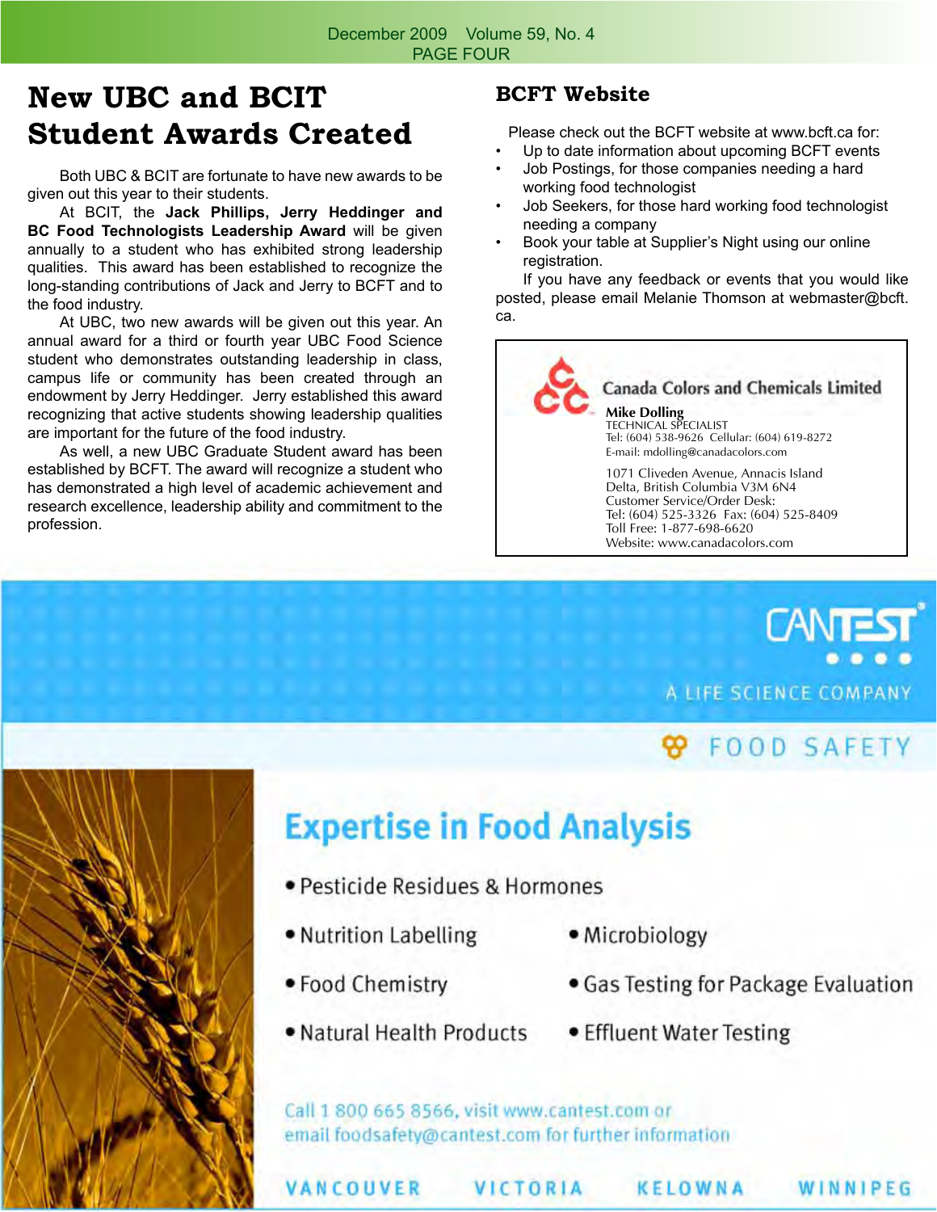# New UBC and BCIT Student Awards Created

Both UBC & BCIT are fortunate to have new awards to be given out this year to their students.

At BCIT, the **Jack Phillips, Jerry Heddinger and BC Food Technologists Leadership Award** will be given annually to a student who has exhibited strong leadership qualities. This award has been established to recognize the long-standing contributions of Jack and Jerry to BCFT and to the food industry.

At UBC, two new awards will be given out this year. An annual award for a third or fourth year UBC Food Science student who demonstrates outstanding leadership in class, campus life or community has been created through an endowment by Jerry Heddinger. Jerry established this award recognizing that active students showing leadership qualities are important for the future of the food industry.

As well, a new UBC Graduate Student award has been established by BCFT. The award will recognize a student who has demonstrated a high level of academic achievement and research excellence, leadership ability and commitment to the profession.

## BCFT Website

Please check out the BCFT website at www.bcft.ca for:

- Up to date information about upcoming BCFT events
- Job Postings, for those companies needing a hard working food technologist
- Job Seekers, for those hard working food technologist needing a company
- Book your table at Supplier's Night using our online registration.

If you have any feedback or events that you would like posted, please email Melanie Thomson at webmaster@bcft.ca.

Canada Colors and Chemicals Limited

**Mike Dolling**
TECHNICAL SPECIALIST
Tel: (604) 538-9626 Cellular: (604) 619-8272
E-mail: mdolling@canadacolors.com

1071 Cliveden Avenue, Annacis Island
Delta, British Columbia V3M 6N4
Customer Service/Order Desk:
Tel: (604) 525-3326 Fax: (604) 525-8409
Toll Free: 1-877-698-6620
Website: www.canadacolors.com

CANTEST
A LIFE SCIENCE COMPANY
FOOD SAFETY

**Expertise in Food Analysis**

- Pesticide Residues & Hormones
- Nutrition Labelling
- Microbiology
- Food Chemistry
- Gas Testing for Package Evaluation
- Natural Health Products
- Effluent Water Testing

Call 1 800 665 8566, visit www.cantest.com or email foodsafety@cantest.com for further information

VANCOUVER VICTORIA KELOWNA WINNIPEG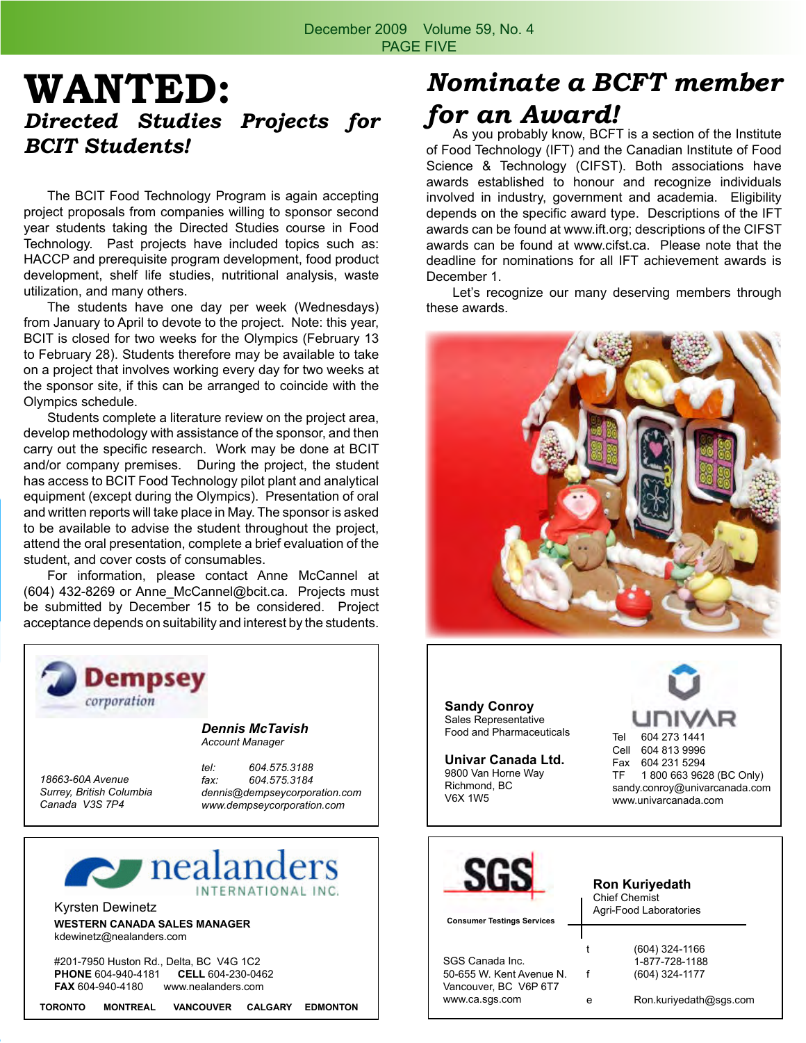# WANTED:

## *Directed Studies Projects for BCIT Students!*

The BCIT Food Technology Program is again accepting project proposals from companies willing to sponsor second year students taking the Directed Studies course in Food Technology. Past projects have included topics such as: HACCP and prerequisite program development, food product development, shelf life studies, nutritional analysis, waste utilization, and many others.

The students have one day per week (Wednesdays) from January to April to devote to the project. Note: this year, BCIT is closed for two weeks for the Olympics (February 13 to February 28). Students therefore may be available to take on a project that involves working every day for two weeks at the sponsor site, if this can be arranged to coincide with the Olympics schedule.

Students complete a literature review on the project area, develop methodology with assistance of the sponsor, and then carry out the specific research. Work may be done at BCIT and/or company premises. During the project, the student has access to BCIT Food Technology pilot plant and analytical equipment (except during the Olympics). Presentation of oral and written reports will take place in May. The sponsor is asked to be available to advise the student throughout the project, attend the oral presentation, complete a brief evaluation of the student, and cover costs of consumables.

For information, please contact Anne McCannel at (604) 432-8269 or Anne_McCannel@bcit.ca. Projects must be submitted by December 15 to be considered. Project acceptance depends on suitability and interest by the students.

# *Nominate a BCFT member for an Award!*

As you probably know, BCFT is a section of the Institute of Food Technology (IFT) and the Canadian Institute of Food Science & Technology (CIFST). Both associations have awards established to honour and recognize individuals involved in industry, government and academia. Eligibility depends on the specific award type. Descriptions of the IFT awards can be found at www.ift.org; descriptions of the CIFST awards can be found at www.cifst.ca. Please note that the deadline for nominations for all IFT achievement awards is December 1.

Let's recognize our many deserving members through these awards.

---

**Dempsey** corporation

***Dennis McTavish***
*Account Manager*

*18663-60A Avenue*
*Surrey, British Columbia*
*Canada V3S 7P4*

*tel: 604.575.3188*
*fax: 604.575.3184*
*dennis@dempseycorporation.com*
*www.dempseycorporation.com*

---

**UNIVAR**

**Sandy Conroy**
Sales Representative
Food and Pharmaceuticals

**Univar Canada Ltd.**
9800 Van Horne Way
Richmond, BC
V6X 1W5

Tel 604 273 1441
Cell 604 813 9996
Fax 604 231 5294
TF 1 800 663 9628 (BC Only)
sandy.conroy@univarcanada.com
www.univarcanada.com

---

**nealanders** INTERNATIONAL INC.

Kyrsten Dewinetz
**WESTERN CANADA SALES MANAGER**
kdewinetz@nealanders.com

#201-7950 Huston Rd., Delta, BC V4G 1C2
**PHONE** 604-940-4181 **CELL** 604-230-0462
**FAX** 604-940-4180 www.nealanders.com

**TORONTO MONTREAL VANCOUVER CALGARY EDMONTON**

---

**SGS**
**Consumer Testings Services**

**Ron Kuriyedath**
Chief Chemist
Agri-Food Laboratories

SGS Canada Inc.
50-655 W. Kent Avenue N.
Vancouver, BC V6P 6T7
www.ca.sgs.com

t (604) 324-1166
1-877-728-1188
f (604) 324-1177
e Ron.kuriyedath@sgs.com